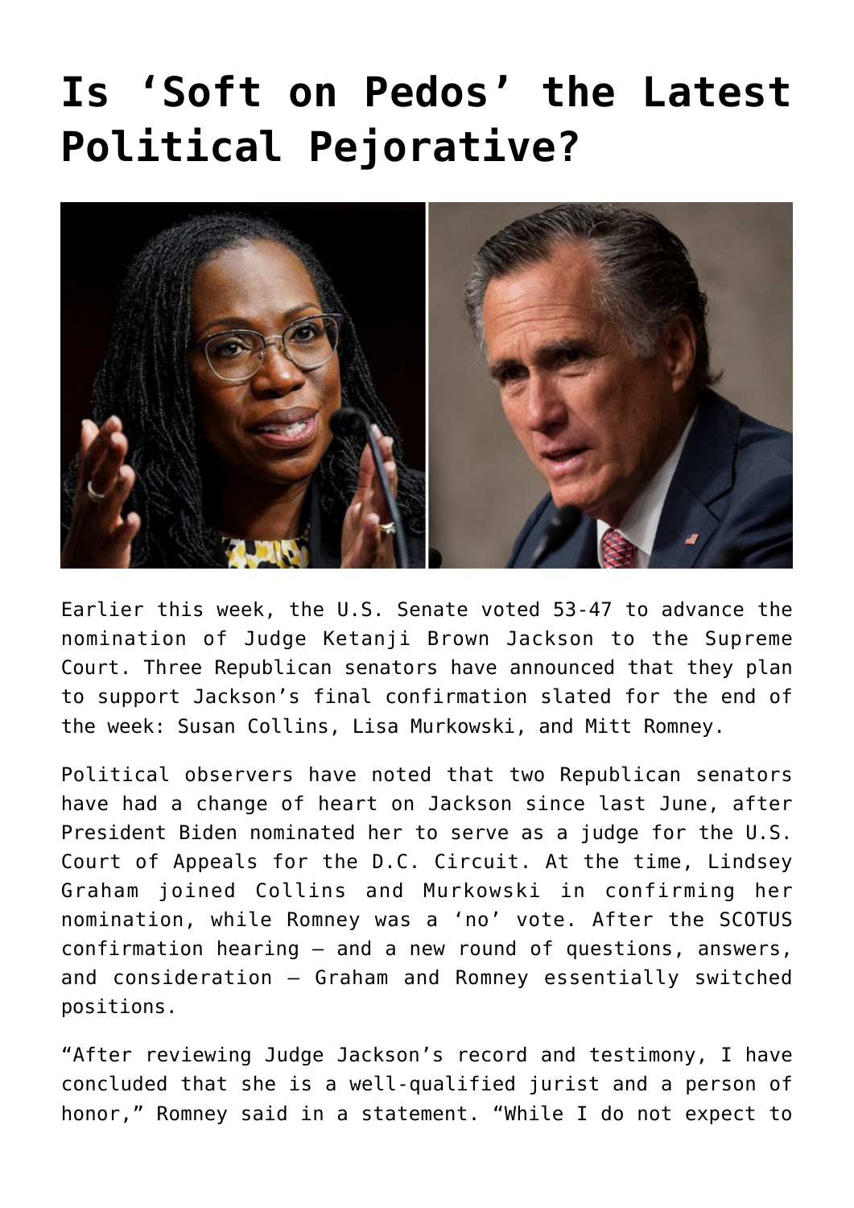# Is ‘Soft on Pedos’ the Latest Political Pejorative?

Earlier this week, the U.S. Senate voted 53-47 to advance the nomination of Judge Ketanji Brown Jackson to the Supreme Court. Three Republican senators have announced that they plan to support Jackson’s final confirmation slated for the end of the week: Susan Collins, Lisa Murkowski, and Mitt Romney.

Political observers have noted that two Republican senators have had a change of heart on Jackson since last June, after President Biden nominated her to serve as a judge for the U.S. Court of Appeals for the D.C. Circuit. At the time, Lindsey Graham joined Collins and Murkowski in confirming her nomination, while Romney was a ‘no’ vote. After the SCOTUS confirmation hearing – and a new round of questions, answers, and consideration – Graham and Romney essentially switched positions.

“After reviewing Judge Jackson’s record and testimony, I have concluded that she is a well-qualified jurist and a person of honor,” Romney said in a statement. “While I do not expect to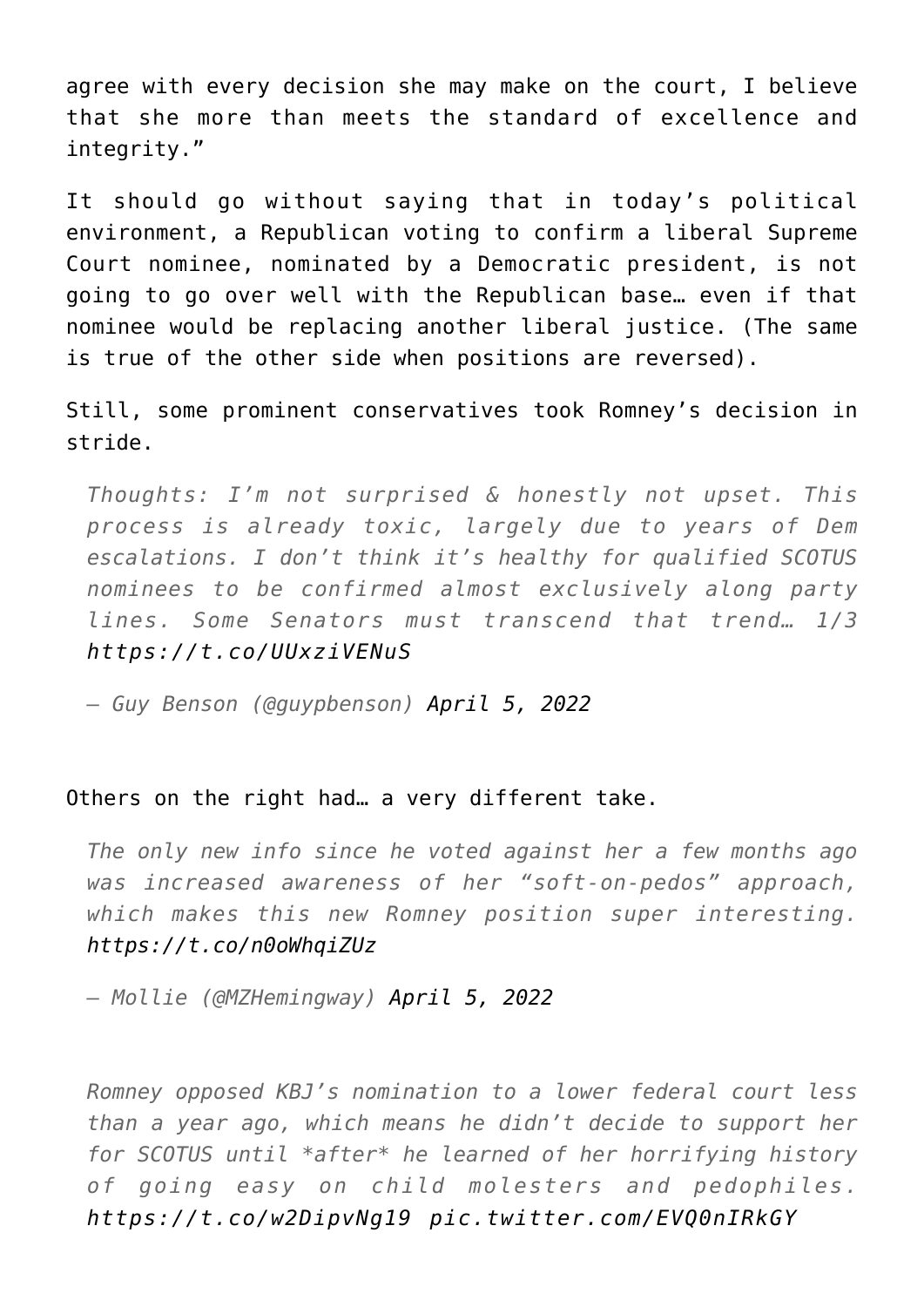agree with every decision she may make on the court, I believe that she more than meets the standard of excellence and integrity."

It should go without saying that in today's political environment, a Republican voting to confirm a liberal Supreme Court nominee, nominated by a Democratic president, is not going to go over well with the Republican base… even if that nominee would be replacing another liberal justice. (The same is true of the other side when positions are reversed).

Still, some prominent conservatives took Romney's decision in stride.

> *Thoughts: I'm not surprised & honestly not upset. This process is already toxic, largely due to years of Dem escalations. I don't think it's healthy for qualified SCOTUS nominees to be confirmed almost exclusively along party lines. Some Senators must transcend that trend… 1/3* https://t.co/UUxziVENuS
>
> *— Guy Benson (@guypbenson)* April 5, 2022

Others on the right had… a very different take.

> *The only new info since he voted against her a few months ago was increased awareness of her "soft-on-pedos" approach, which makes this new Romney position super interesting.* https://t.co/n0oWhqiZUz
>
> *— Mollie (@MZHemingway)* April 5, 2022

> *Romney opposed KBJ's nomination to a lower federal court less than a year ago, which means he didn't decide to support her for SCOTUS until *after* he learned of her horrifying history of going easy on child molesters and pedophiles.* https://t.co/w2DipvNg19 pic.twitter.com/EVQ0nIRkGY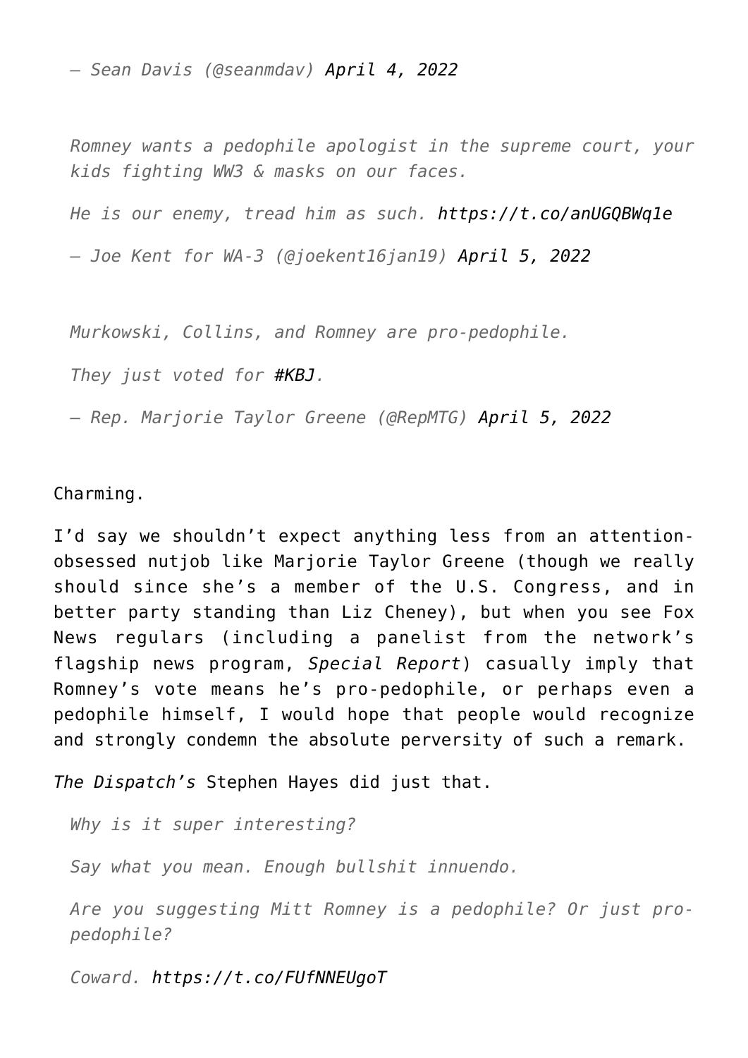*— Sean Davis (@seanmdav) April 4, 2022*

> *Romney wants a pedophile apologist in the supreme court, your kids fighting WW3 & masks on our faces.*
>
> *He is our enemy, tread him as such. https://t.co/anUGQBWq1e*
>
> *— Joe Kent for WA-3 (@joekent16jan19) April 5, 2022*

> *Murkowski, Collins, and Romney are pro-pedophile.*
>
> *They just voted for #KBJ.*
>
> *— Rep. Marjorie Taylor Greene (@RepMTG) April 5, 2022*

Charming.

I'd say we shouldn't expect anything less from an attention-obsessed nutjob like Marjorie Taylor Greene (though we really should since she's a member of the U.S. Congress, and in better party standing than Liz Cheney), but when you see Fox News regulars (including a panelist from the network's flagship news program, *Special Report*) casually imply that Romney's vote means he's pro-pedophile, or perhaps even a pedophile himself, I would hope that people would recognize and strongly condemn the absolute perversity of such a remark.

*The Dispatch's* Stephen Hayes did just that.

> *Why is it super interesting?*
>
> *Say what you mean. Enough bullshit innuendo.*
>
> *Are you suggesting Mitt Romney is a pedophile? Or just pro-pedophile?*
>
> *Coward. https://t.co/FUfNNEUgoT*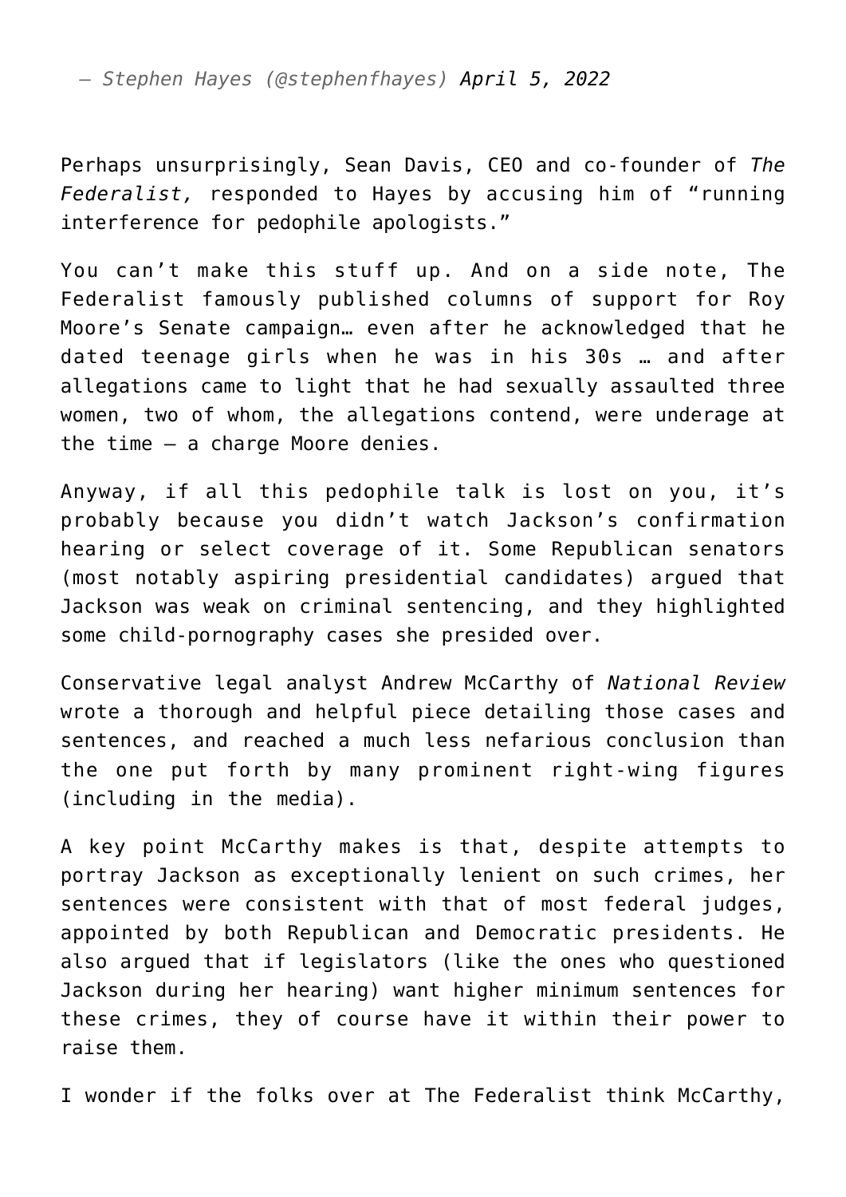— *Stephen Hayes (@stephenfhayes) April 5, 2022*

Perhaps unsurprisingly, Sean Davis, CEO and co-founder of *The Federalist,* responded to Hayes by accusing him of "running interference for pedophile apologists."

You can't make this stuff up. And on a side note, The Federalist famously published columns of support for Roy Moore's Senate campaign… even after he acknowledged that he dated teenage girls when he was in his 30s … and after allegations came to light that he had sexually assaulted three women, two of whom, the allegations contend, were underage at the time — a charge Moore denies.

Anyway, if all this pedophile talk is lost on you, it's probably because you didn't watch Jackson's confirmation hearing or select coverage of it. Some Republican senators (most notably aspiring presidential candidates) argued that Jackson was weak on criminal sentencing, and they highlighted some child-pornography cases she presided over.

Conservative legal analyst Andrew McCarthy of *National Review* wrote a thorough and helpful piece detailing those cases and sentences, and reached a much less nefarious conclusion than the one put forth by many prominent right-wing figures (including in the media).

A key point McCarthy makes is that, despite attempts to portray Jackson as exceptionally lenient on such crimes, her sentences were consistent with that of most federal judges, appointed by both Republican and Democratic presidents. He also argued that if legislators (like the ones who questioned Jackson during her hearing) want higher minimum sentences for these crimes, they of course have it within their power to raise them.

I wonder if the folks over at The Federalist think McCarthy,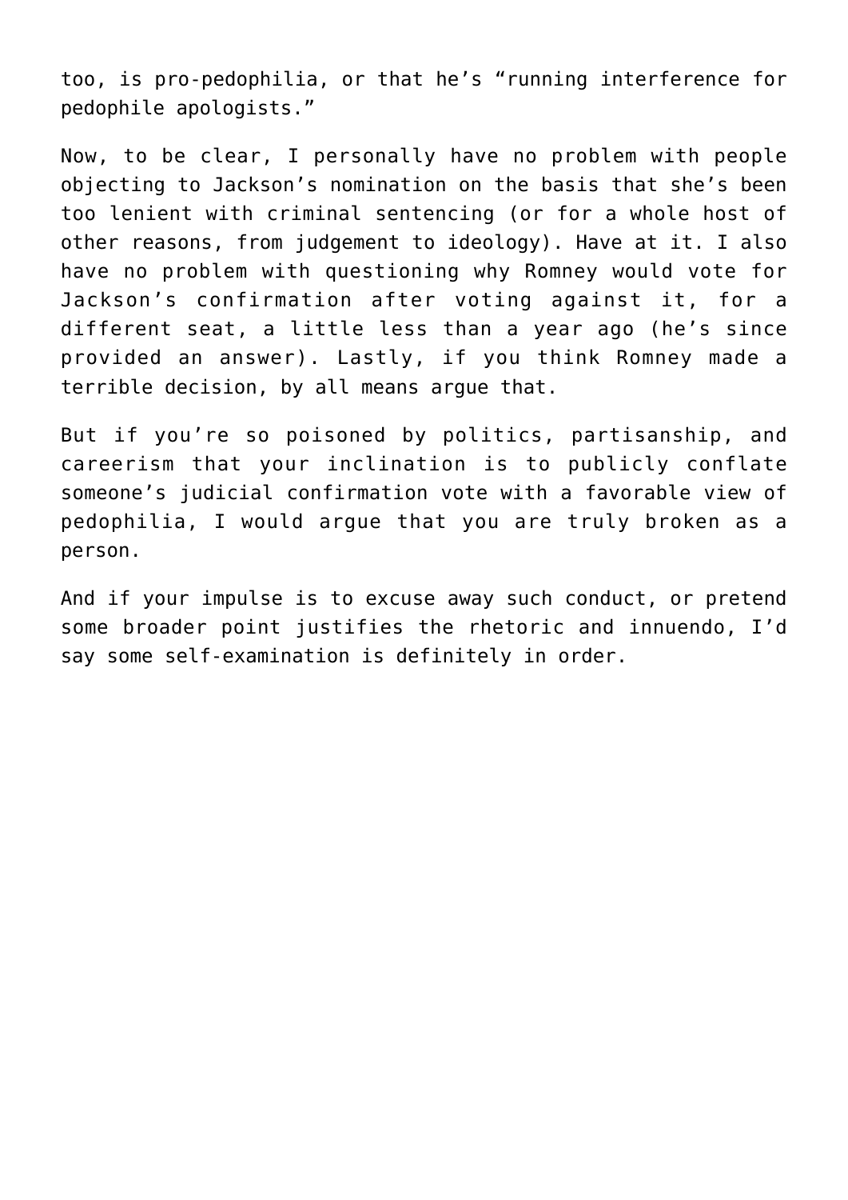too, is pro-pedophilia, or that he's "running interference for pedophile apologists."

Now, to be clear, I personally have no problem with people objecting to Jackson's nomination on the basis that she's been too lenient with criminal sentencing (or for a whole host of other reasons, from judgement to ideology). Have at it. I also have no problem with questioning why Romney would vote for Jackson's confirmation after voting against it, for a different seat, a little less than a year ago (he's since provided an answer). Lastly, if you think Romney made a terrible decision, by all means argue that.

But if you're so poisoned by politics, partisanship, and careerism that your inclination is to publicly conflate someone's judicial confirmation vote with a favorable view of pedophilia, I would argue that you are truly broken as a person.

And if your impulse is to excuse away such conduct, or pretend some broader point justifies the rhetoric and innuendo, I'd say some self-examination is definitely in order.